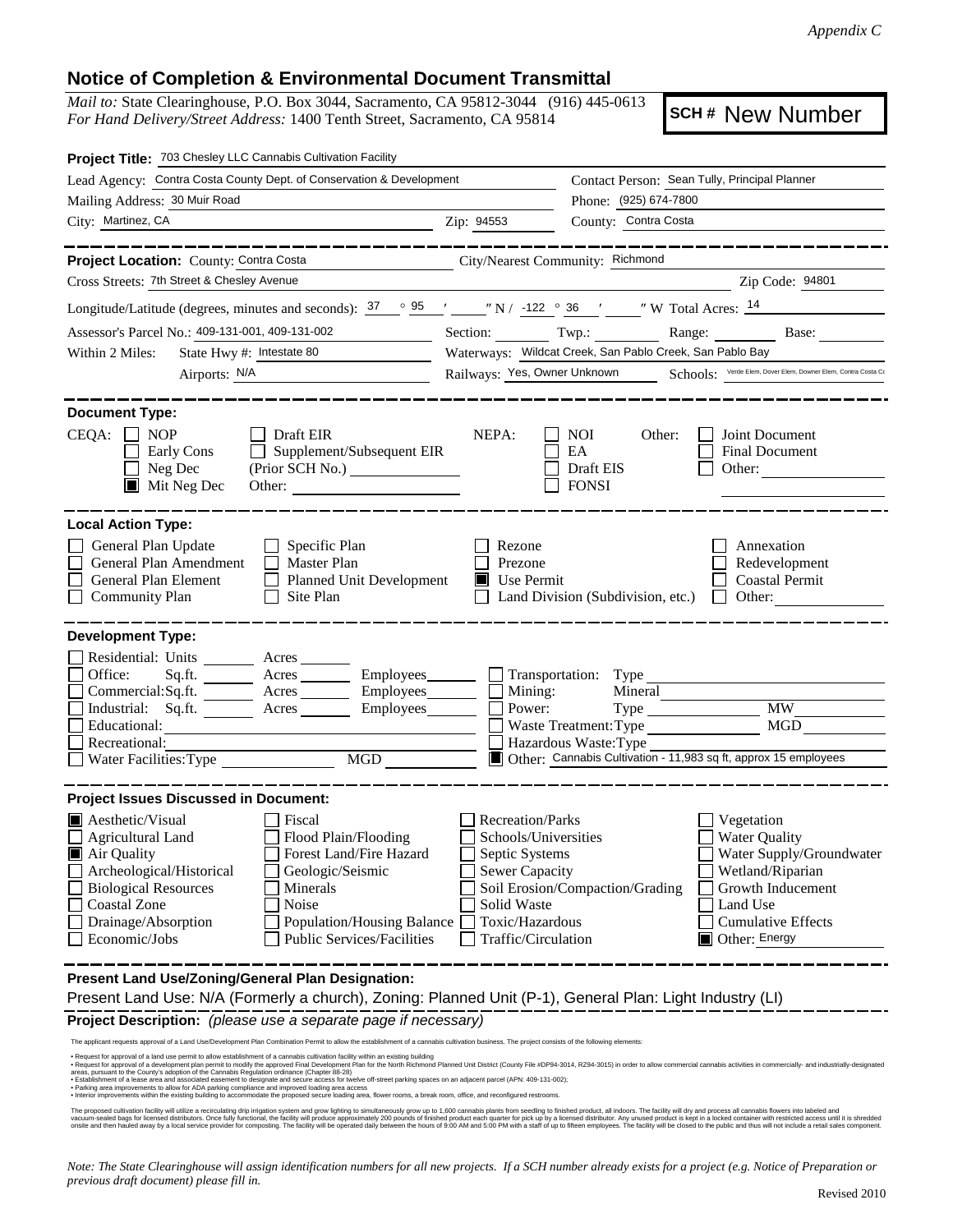*Appendix C*

## Notice of Completion & Environmental Document Transmittal

*Mail to:* State Clearinghouse, P.O. Box 3044, Sacramento, CA 95812-3044 (916) 445-0613
*For Hand Delivery/Street Address:* 1400 Tenth Street, Sacramento, CA 95814

**SCH #** New Number

**Project Title:** 703 Chesley LLC Cannabis Cultivation Facility

Lead Agency: Contra Costa County Dept. of Conservation & Development
Contact Person: Sean Tully, Principal Planner
Mailing Address: 30 Muir Road
Phone: (925) 674-7800
City: Martinez, CA
Zip: 94553
County: Contra Costa

---

**Project Location:** County: Contra Costa
City/Nearest Community: Richmond
Cross Streets: 7th Street & Chesley Avenue
Zip Code: 94801

Longitude/Latitude (degrees, minutes and seconds): 37 ° 95 ′ ″ N / -122 ° 36 ′ ″ W Total Acres: 14

Assessor's Parcel No.: 409-131-001, 409-131-002
Section: Twp.: Range: Base:

Within 2 Miles: State Hwy #: Intestate 80
Waterways: Wildcat Creek, San Pablo Creek, San Pablo Bay
Airports: N/A
Railways: Yes, Owner Unknown
Schools: Verde Elem, Dover Elem, Downer Elem, Contra Costa Co

---

**Document Type:**

CEQA:
- [ ] NOP
- [ ] Early Cons
- [ ] Neg Dec
- [x] Mit Neg Dec
- [ ] Draft EIR
- [ ] Supplement/Subsequent EIR (Prior SCH No.)
- Other:

NEPA:
- [ ] NOI
- [ ] EA
- [ ] Draft EIS
- [ ] FONSI

Other:
- [ ] Joint Document
- [ ] Final Document
- [ ] Other:

---

**Local Action Type:**

- [ ] General Plan Update
- [ ] General Plan Amendment
- [ ] General Plan Element
- [ ] Community Plan
- [ ] Specific Plan
- [ ] Master Plan
- [ ] Planned Unit Development
- [ ] Site Plan
- [ ] Rezone
- [ ] Prezone
- [x] Use Permit
- [ ] Land Division (Subdivision, etc.)
- [ ] Annexation
- [ ] Redevelopment
- [ ] Coastal Permit
- [ ] Other:

---

**Development Type:**

- [ ] Residential: Units Acres
- [ ] Office: Sq.ft. Acres Employees
- [ ] Commercial: Sq.ft. Acres Employees
- [ ] Industrial: Sq.ft. Acres Employees
- [ ] Educational:
- [ ] Recreational:
- [ ] Water Facilities: Type MGD
- [ ] Transportation: Type
- [ ] Mining: Mineral
- [ ] Power: Type MW
- [ ] Waste Treatment: Type MGD
- [ ] Hazardous Waste: Type
- [x] Other: Cannabis Cultivation - 11,983 sq ft, approx 15 employees

---

**Project Issues Discussed in Document:**

- [x] Aesthetic/Visual
- [ ] Agricultural Land
- [x] Air Quality
- [ ] Archeological/Historical
- [ ] Biological Resources
- [ ] Coastal Zone
- [ ] Drainage/Absorption
- [ ] Economic/Jobs
- [ ] Fiscal
- [ ] Flood Plain/Flooding
- [ ] Forest Land/Fire Hazard
- [ ] Geologic/Seismic
- [ ] Minerals
- [ ] Noise
- [ ] Population/Housing Balance
- [ ] Public Services/Facilities
- [ ] Recreation/Parks
- [ ] Schools/Universities
- [ ] Septic Systems
- [ ] Sewer Capacity
- [ ] Soil Erosion/Compaction/Grading
- [ ] Solid Waste
- [ ] Toxic/Hazardous
- [ ] Traffic/Circulation
- [ ] Vegetation
- [ ] Water Quality
- [ ] Water Supply/Groundwater
- [ ] Wetland/Riparian
- [ ] Growth Inducement
- [ ] Land Use
- [ ] Cumulative Effects
- [x] Other: Energy

---

**Present Land Use/Zoning/General Plan Designation:**

Present Land Use: N/A (Formerly a church), Zoning: Planned Unit (P-1), General Plan: Light Industry (LI)

**Project Description:** *(please use a separate page if necessary)*

The applicant requests approval of a Land Use/Development Plan Combination Permit to allow the establishment of a cannabis cultivation business. The project consists of the following elements:

- Request for approval of a land use permit to allow establishment of a cannabis cultivation facility within an existing building
- Request for approval of a development plan permit to modify the approved Final Development Plan for the North Richmond Planned Unit District (County File #DP94-3014, RZ94-3015) in order to allow commercial cannabis activities in commercially- and industrially-designated areas, pursuant to the County's adoption of the Cannabis Regulation ordinance (Chapter 88-28)
- Establishment of a lease area and associated easement to designate and secure access for twelve off-street parking spaces on an adjacent parcel (APN: 409-131-002);
- Parking area improvements to allow for ADA parking compliance and improved loading area access
- Interior improvements within the existing building to accommodate the proposed secure loading area, flower rooms, a break room, office, and reconfigured restrooms.

The proposed cultivation facility will utilize a recirculating drip irrigation system and grow lighting to simultaneously grow up to 1,600 cannabis plants from seedling to finished product, all indoors. The facility will dry and process all cannabis flowers into labeled and vacuum-sealed bags for licensed distributors. Once fully functional, the facility will produce approximately 200 pounds of finished product each quarter for pick up by a licensed distributor. Any unused product is kept in a locked container with restricted access until it is shredded onsite and then hauled away by a local service provider for composting. The facility will be operated daily between the hours of 9:00 AM and 5:00 PM with a staff of up to fifteen employees. The facility will be closed to the public and thus will not include a retail sales component.

*Note: The State Clearinghouse will assign identification numbers for all new projects. If a SCH number already exists for a project (e.g. Notice of Preparation or previous draft document) please fill in.*

Revised 2010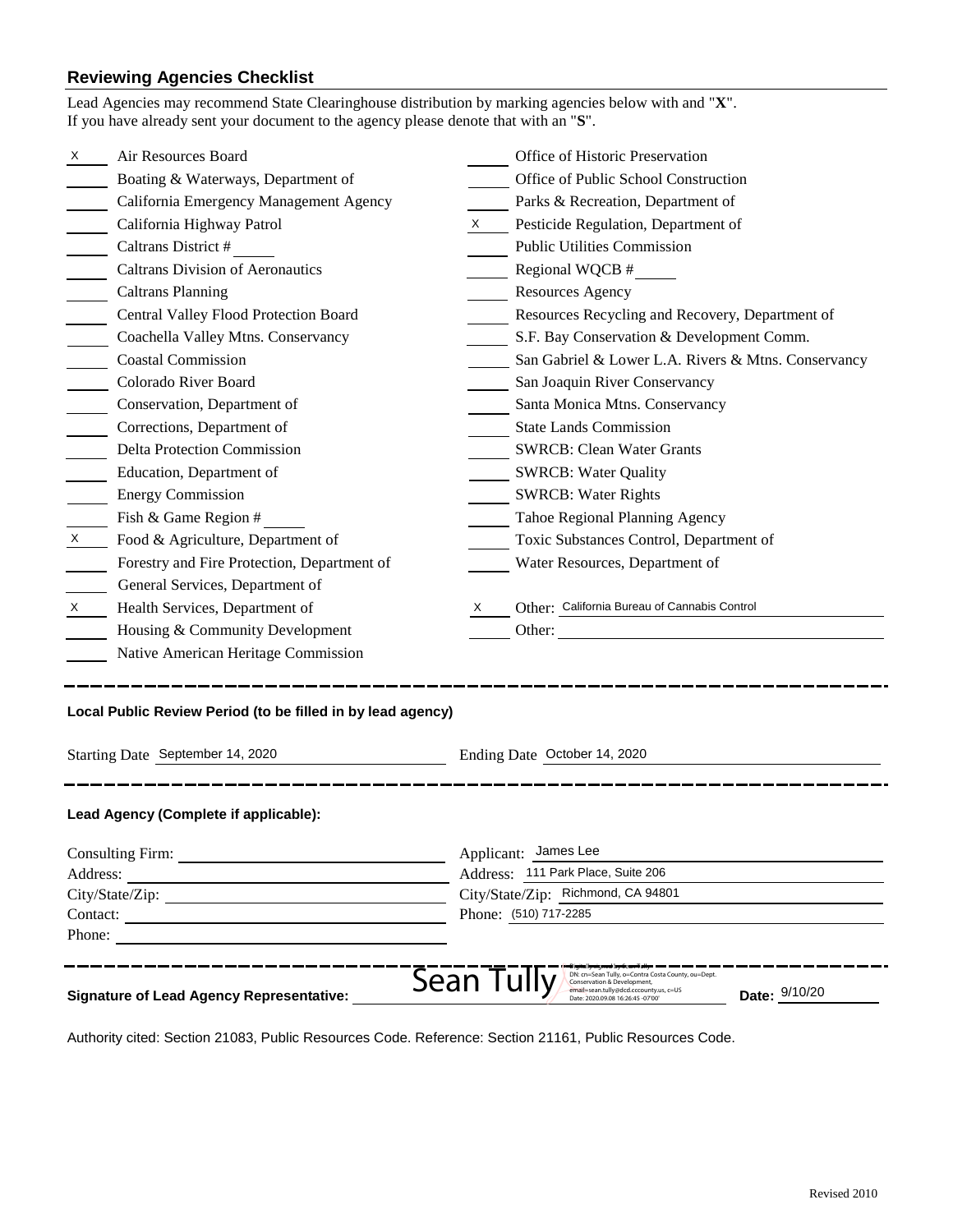## Reviewing Agencies Checklist

Lead Agencies may recommend State Clearinghouse distribution by marking agencies below with and "**X**".
If you have already sent your document to the agency please denote that with an "**S**".

| | | | |
|---|---|---|---|
| X | Air Resources Board | | Office of Historic Preservation |
| | Boating & Waterways, Department of | | Office of Public School Construction |
| | California Emergency Management Agency | | Parks & Recreation, Department of |
| | California Highway Patrol | X | Pesticide Regulation, Department of |
| | Caltrans District # | | Public Utilities Commission |
| | Caltrans Division of Aeronautics | | Regional WQCB # |
| | Caltrans Planning | | Resources Agency |
| | Central Valley Flood Protection Board | | Resources Recycling and Recovery, Department of |
| | Coachella Valley Mtns. Conservancy | | S.F. Bay Conservation & Development Comm. |
| | Coastal Commission | | San Gabriel & Lower L.A. Rivers & Mtns. Conservancy |
| | Colorado River Board | | San Joaquin River Conservancy |
| | Conservation, Department of | | Santa Monica Mtns. Conservancy |
| | Corrections, Department of | | State Lands Commission |
| | Delta Protection Commission | | SWRCB: Clean Water Grants |
| | Education, Department of | | SWRCB: Water Quality |
| | Energy Commission | | SWRCB: Water Rights |
| | Fish & Game Region # | | Tahoe Regional Planning Agency |
| X | Food & Agriculture, Department of | | Toxic Substances Control, Department of |
| | Forestry and Fire Protection, Department of | | Water Resources, Department of |
| | General Services, Department of | | |
| X | Health Services, Department of | X | Other: California Bureau of Cannabis Control |
| | Housing & Community Development | | Other: |
| | Native American Heritage Commission | | |

---

**Local Public Review Period (to be filled in by lead agency)**

Starting Date September 14, 2020 Ending Date October 14, 2020

---

**Lead Agency (Complete if applicable):**

| | |
|---|---|
| Consulting Firm: | Applicant: James Lee |
| Address: | Address: 111 Park Place, Suite 206 |
| City/State/Zip: | City/State/Zip: Richmond, CA 94801 |
| Contact: | Phone: (510) 717-2285 |
| Phone: | |

---

**Signature of Lead Agency Representative:** Sean Tully (Digitally signed by Sean Tully DN: cn=Sean Tully, o=Contra Costa County, ou=Dept. Conservation & Development, email=sean.tully@dcd.cccounty.us, c=US Date: 2020.09.08 16:26:45 -07'00') **Date:** 9/10/20

Authority cited: Section 21083, Public Resources Code. Reference: Section 21161, Public Resources Code.

Revised 2010